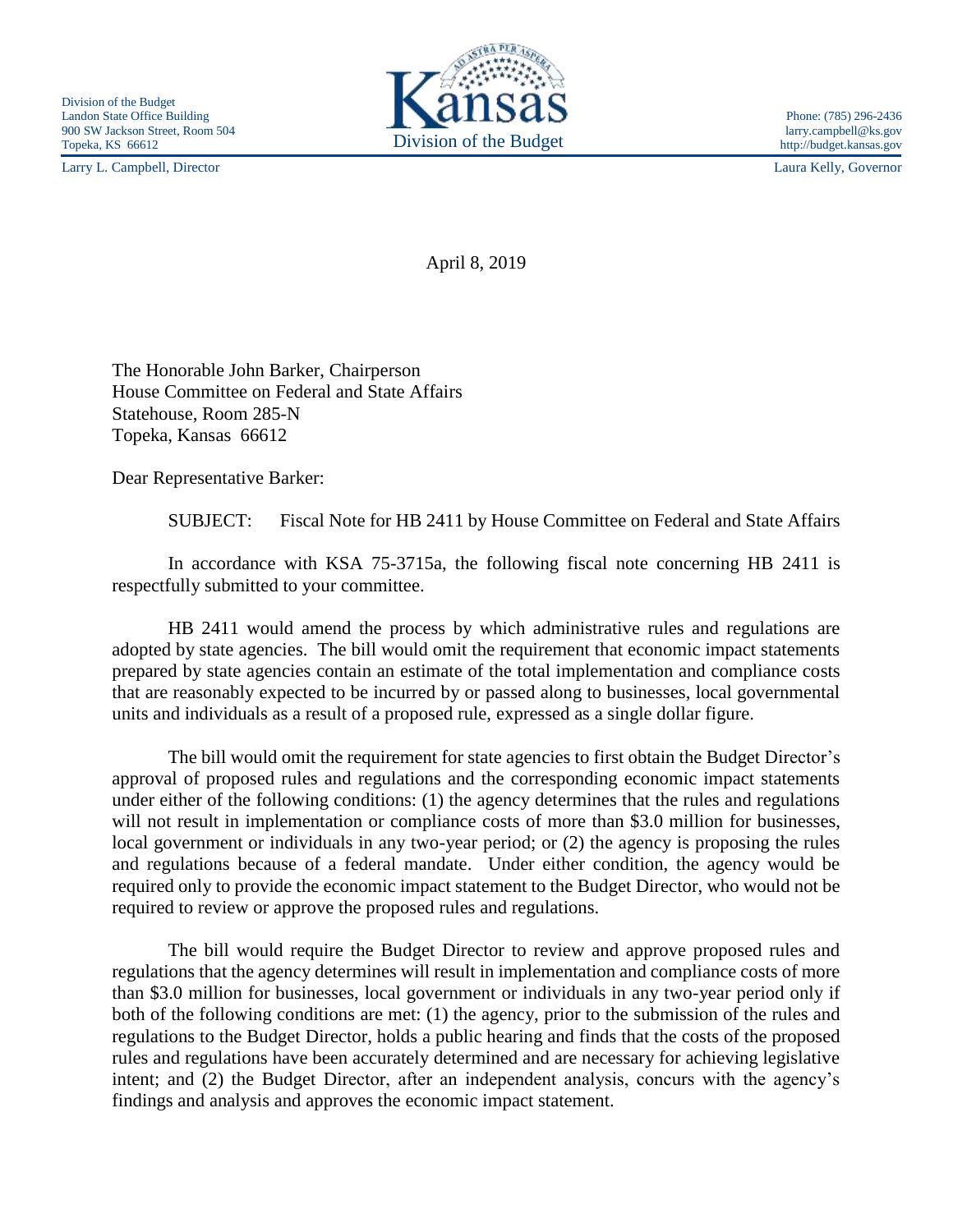Division of the Budget
Landon State Office Building
900 SW Jackson Street, Room 504
Topeka, KS 66612

Kansas
Division of the Budget

Phone: (785) 296-2436
larry.campbell@ks.gov
http://budget.kansas.gov

Larry L. Campbell, Director

Laura Kelly, Governor

April 8, 2019

The Honorable John Barker, Chairperson
House Committee on Federal and State Affairs
Statehouse, Room 285-N
Topeka, Kansas 66612

Dear Representative Barker:

SUBJECT: Fiscal Note for HB 2411 by House Committee on Federal and State Affairs

In accordance with KSA 75-3715a, the following fiscal note concerning HB 2411 is respectfully submitted to your committee.

HB 2411 would amend the process by which administrative rules and regulations are adopted by state agencies. The bill would omit the requirement that economic impact statements prepared by state agencies contain an estimate of the total implementation and compliance costs that are reasonably expected to be incurred by or passed along to businesses, local governmental units and individuals as a result of a proposed rule, expressed as a single dollar figure.

The bill would omit the requirement for state agencies to first obtain the Budget Director's approval of proposed rules and regulations and the corresponding economic impact statements under either of the following conditions: (1) the agency determines that the rules and regulations will not result in implementation or compliance costs of more than $3.0 million for businesses, local government or individuals in any two-year period; or (2) the agency is proposing the rules and regulations because of a federal mandate. Under either condition, the agency would be required only to provide the economic impact statement to the Budget Director, who would not be required to review or approve the proposed rules and regulations.

The bill would require the Budget Director to review and approve proposed rules and regulations that the agency determines will result in implementation and compliance costs of more than $3.0 million for businesses, local government or individuals in any two-year period only if both of the following conditions are met: (1) the agency, prior to the submission of the rules and regulations to the Budget Director, holds a public hearing and finds that the costs of the proposed rules and regulations have been accurately determined and are necessary for achieving legislative intent; and (2) the Budget Director, after an independent analysis, concurs with the agency's findings and analysis and approves the economic impact statement.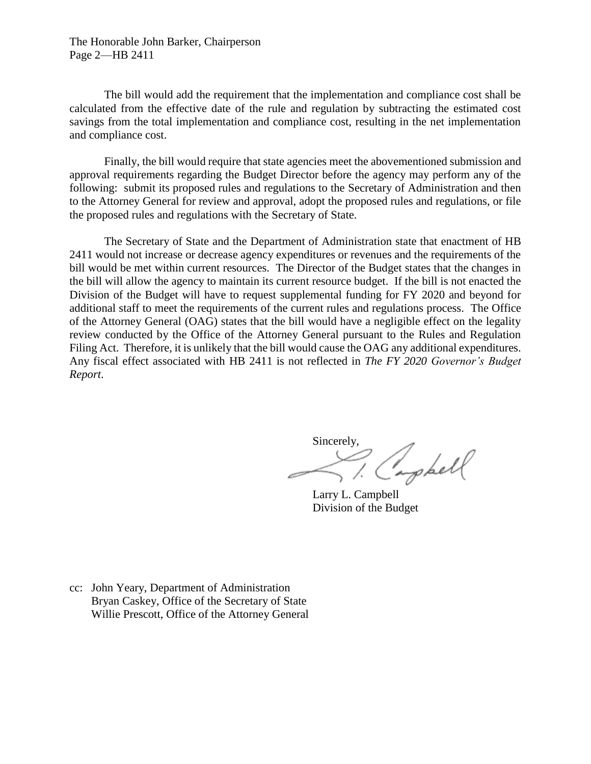The bill would add the requirement that the implementation and compliance cost shall be calculated from the effective date of the rule and regulation by subtracting the estimated cost savings from the total implementation and compliance cost, resulting in the net implementation and compliance cost.

Finally, the bill would require that state agencies meet the abovementioned submission and approval requirements regarding the Budget Director before the agency may perform any of the following: submit its proposed rules and regulations to the Secretary of Administration and then to the Attorney General for review and approval, adopt the proposed rules and regulations, or file the proposed rules and regulations with the Secretary of State.

The Secretary of State and the Department of Administration state that enactment of HB 2411 would not increase or decrease agency expenditures or revenues and the requirements of the bill would be met within current resources. The Director of the Budget states that the changes in the bill will allow the agency to maintain its current resource budget. If the bill is not enacted the Division of the Budget will have to request supplemental funding for FY 2020 and beyond for additional staff to meet the requirements of the current rules and regulations process. The Office of the Attorney General (OAG) states that the bill would have a negligible effect on the legality review conducted by the Office of the Attorney General pursuant to the Rules and Regulation Filing Act. Therefore, it is unlikely that the bill would cause the OAG any additional expenditures. Any fiscal effect associated with HB 2411 is not reflected in *The FY 2020 Governor's Budget Report*.

Sincerely,

Larry L. Campbell
Division of the Budget

cc: John Yeary, Department of Administration
Bryan Caskey, Office of the Secretary of State
Willie Prescott, Office of the Attorney General